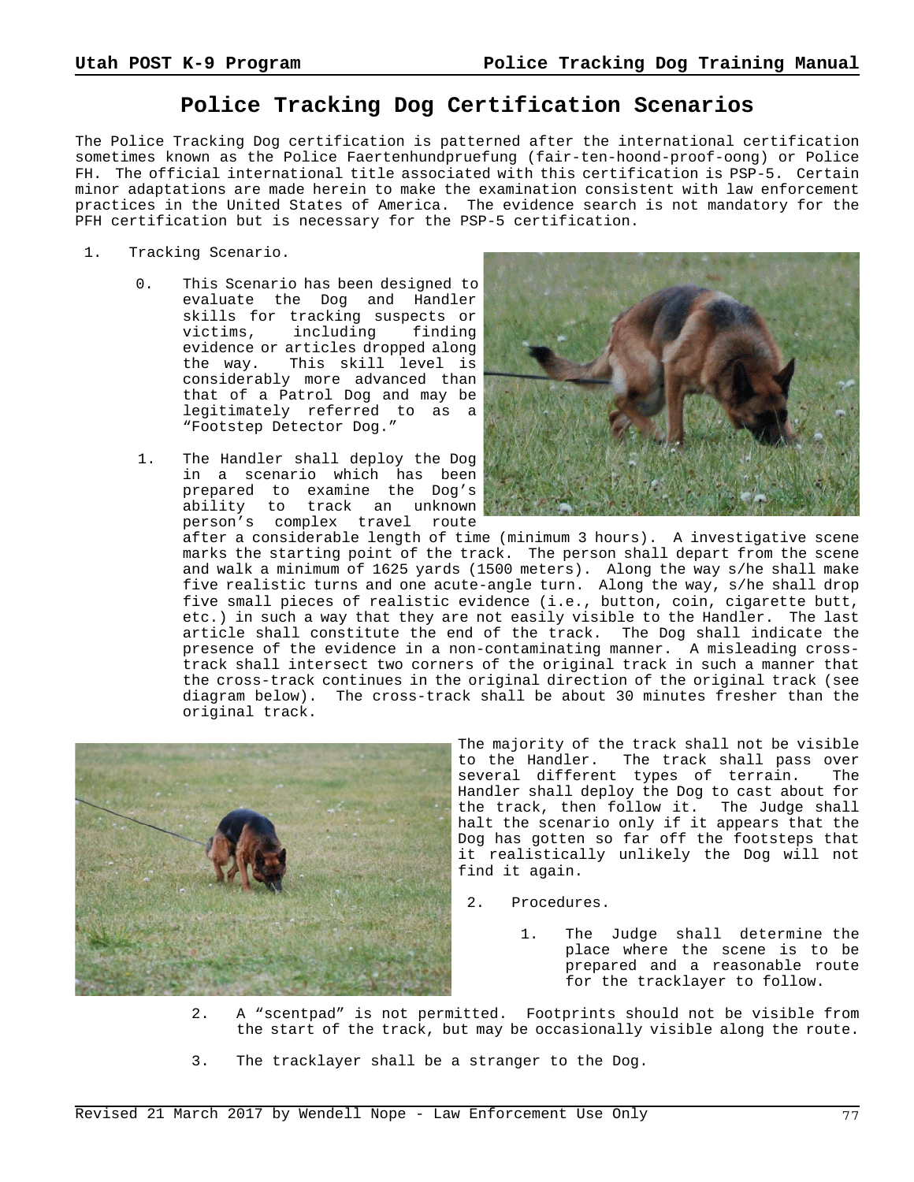# Police Tracking Dog Certification Scenarios

The Police Tracking Dog certification is patterned after the international certification sometimes known as the Police Faertenhundpruefung (fair-ten-hoond-proof-oong) or Police FH. The official international title associated with this certification is PSP-5. Certain minor adaptations are made herein to make the examination consistent with law enforcement practices in the United States of America. The evidence search is not mandatory for the PFH certification but is necessary for the PSP-5 certification.

1. Tracking Scenario.

   0. This Scenario has been designed to evaluate the Dog and Handler skills for tracking suspects or victims, including finding evidence or articles dropped along the way. This skill level is considerably more advanced than that of a Patrol Dog and may be legitimately referred to as a "Footstep Detector Dog."

   1. The Handler shall deploy the Dog in a scenario which has been prepared to examine the Dog's ability to track an unknown person's complex travel route after a considerable length of time (minimum 3 hours). A investigative scene marks the starting point of the track. The person shall depart from the scene and walk a minimum of 1625 yards (1500 meters). Along the way s/he shall make five realistic turns and one acute-angle turn. Along the way, s/he shall drop five small pieces of realistic evidence (i.e., button, coin, cigarette butt, etc.) in such a way that they are not easily visible to the Handler. The last article shall constitute the end of the track. The Dog shall indicate the presence of the evidence in a non-contaminating manner. A misleading cross-track shall intersect two corners of the original track in such a manner that the cross-track continues in the original direction of the original track (see diagram below). The cross-track shall be about 30 minutes fresher than the original track.

      The majority of the track shall not be visible to the Handler. The track shall pass over several different types of terrain. The Handler shall deploy the Dog to cast about for the track, then follow it. The Judge shall halt the scenario only if it appears that the Dog has gotten so far off the footsteps that it realistically unlikely the Dog will not find it again.

   2. Procedures.

      1. The Judge shall determine the place where the scene is to be prepared and a reasonable route for the tracklayer to follow.

      2. A "scentpad" is not permitted. Footprints should not be visible from the start of the track, but may be occasionally visible along the route.

      3. The tracklayer shall be a stranger to the Dog.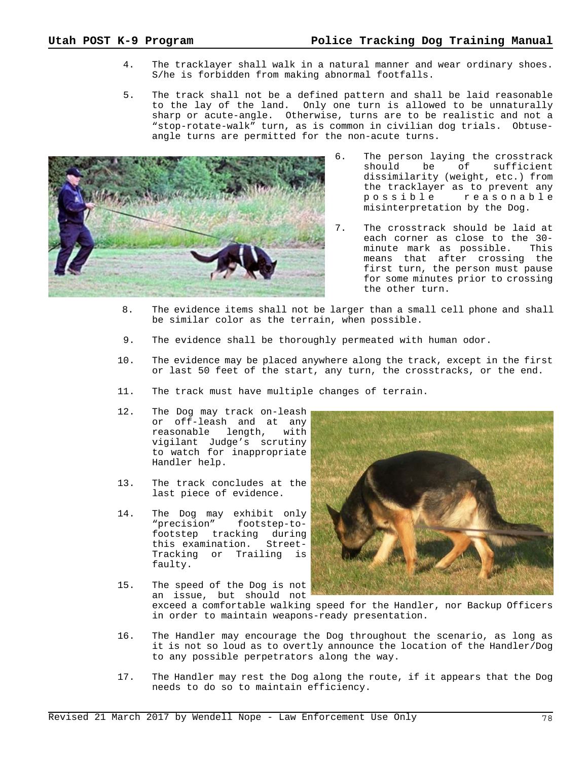4. The tracklayer shall walk in a natural manner and wear ordinary shoes. S/he is forbidden from making abnormal footfalls.

5. The track shall not be a defined pattern and shall be laid reasonable to the lay of the land. Only one turn is allowed to be unnaturally sharp or acute-angle. Otherwise, turns are to be realistic and not a "stop-rotate-walk" turn, as is common in civilian dog trials. Obtuse-angle turns are permitted for the non-acute turns.

6. The person laying the crosstrack should be of sufficient dissimilarity (weight, etc.) from the tracklayer as to prevent any possible reasonable misinterpretation by the Dog.

7. The crosstrack should be laid at each corner as close to the 30-minute mark as possible. This means that after crossing the first turn, the person must pause for some minutes prior to crossing the other turn.

8. The evidence items shall not be larger than a small cell phone and shall be similar color as the terrain, when possible.

9. The evidence shall be thoroughly permeated with human odor.

10. The evidence may be placed anywhere along the track, except in the first or last 50 feet of the start, any turn, the crosstracks, or the end.

11. The track must have multiple changes of terrain.

12. The Dog may track on-leash or off-leash and at any reasonable length, with vigilant Judge's scrutiny to watch for inappropriate Handler help.

13. The track concludes at the last piece of evidence.

14. The Dog may exhibit only "precision" footstep-to-footstep tracking during this examination. Street-Tracking or Trailing is faulty.

15. The speed of the Dog is not an issue, but should not exceed a comfortable walking speed for the Handler, nor Backup Officers in order to maintain weapons-ready presentation.

16. The Handler may encourage the Dog throughout the scenario, as long as it is not so loud as to overtly announce the location of the Handler/Dog to any possible perpetrators along the way.

17. The Handler may rest the Dog along the route, if it appears that the Dog needs to do so to maintain efficiency.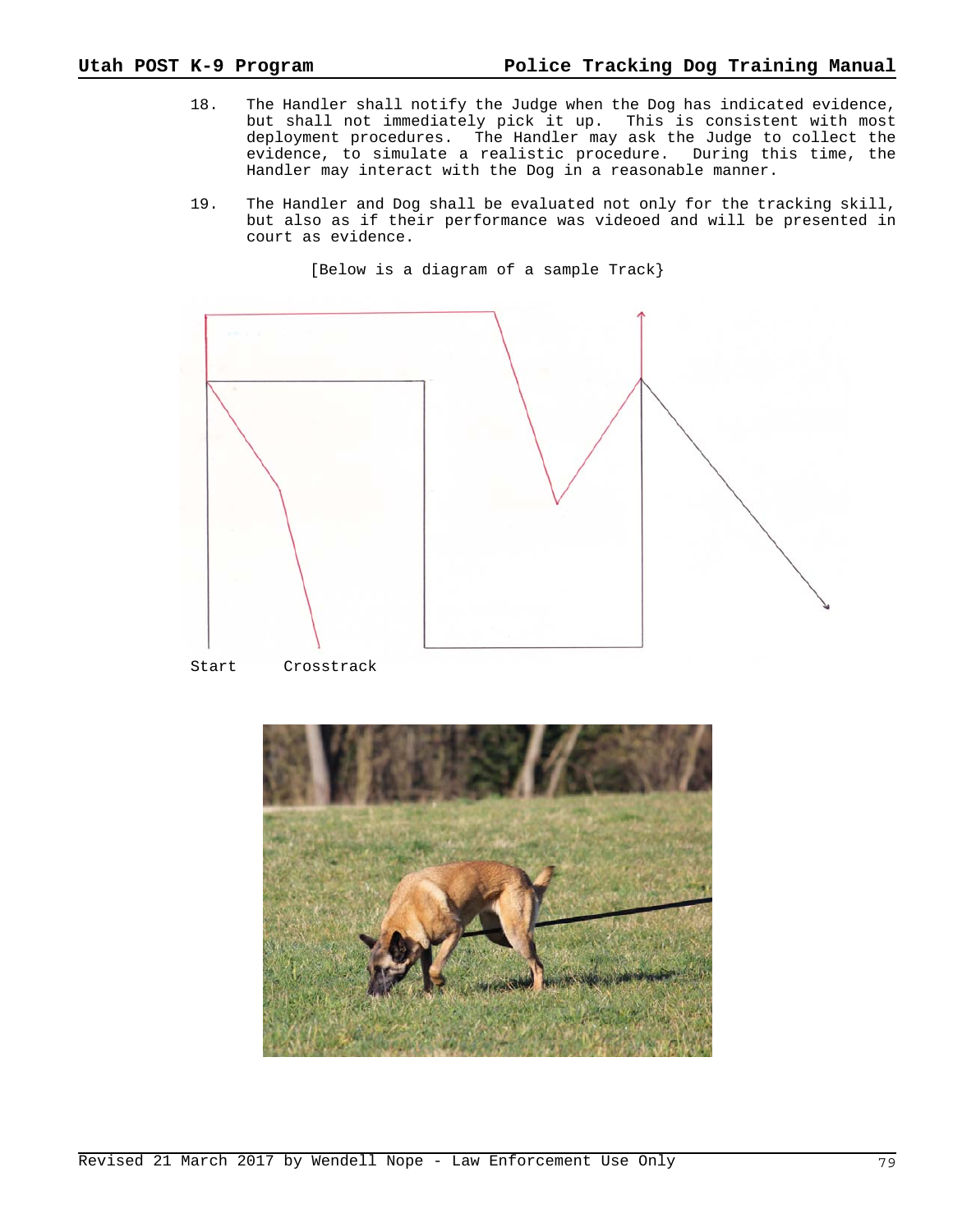18. The Handler shall notify the Judge when the Dog has indicated evidence, but shall not immediately pick it up. This is consistent with most deployment procedures. The Handler may ask the Judge to collect the evidence, to simulate a realistic procedure. During this time, the Handler may interact with the Dog in a reasonable manner.

19. The Handler and Dog shall be evaluated not only for the tracking skill, but also as if their performance was videoed and will be presented in court as evidence.

[Below is a diagram of a sample Track}

Start Crosstrack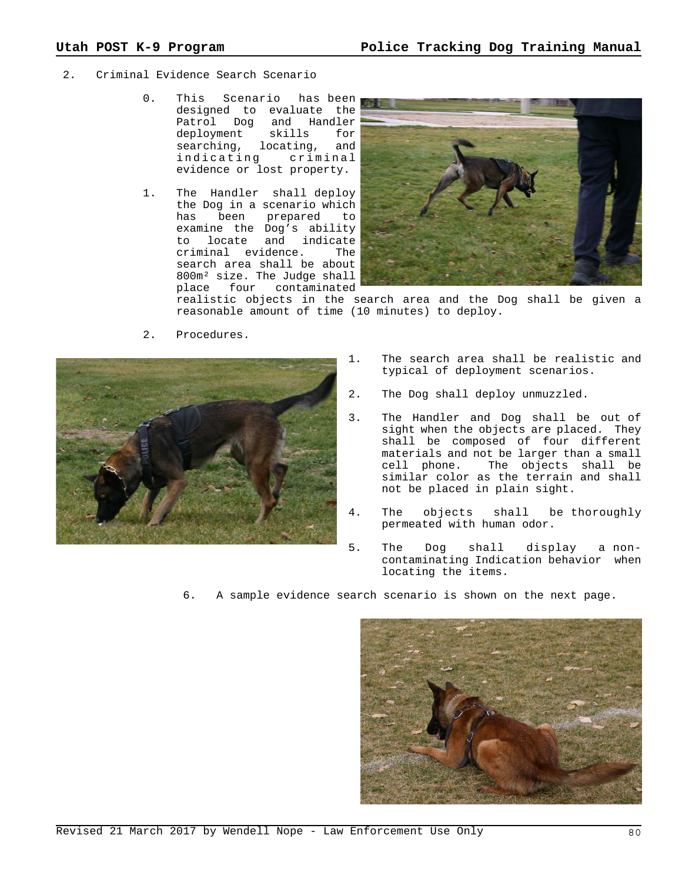2. Criminal Evidence Search Scenario

   0. This Scenario has been designed to evaluate the Patrol Dog and Handler deployment skills for searching, locating, and indicating criminal evidence or lost property.

   1. The Handler shall deploy the Dog in a scenario which has been prepared to examine the Dog's ability to locate and indicate criminal evidence. The search area shall be about 800m² size. The Judge shall place four contaminated realistic objects in the search area and the Dog shall be given a reasonable amount of time (10 minutes) to deploy.

   2. Procedures.

      1. The search area shall be realistic and typical of deployment scenarios.

      2. The Dog shall deploy unmuzzled.

      3. The Handler and Dog shall be out of sight when the objects are placed. They shall be composed of four different materials and not be larger than a small cell phone. The objects shall be similar color as the terrain and shall not be placed in plain sight.

      4. The objects shall be thoroughly permeated with human odor.

      5. The Dog shall display a non-contaminating Indication behavior when locating the items.

      6. A sample evidence search scenario is shown on the next page.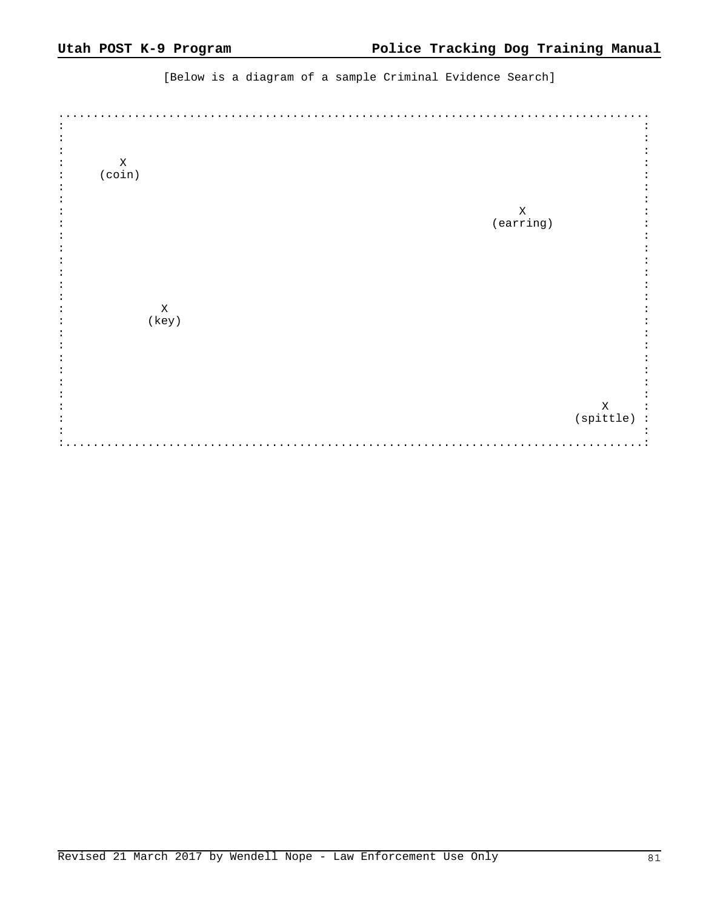[Below is a diagram of a sample Criminal Evidence Search]

```
.......................................................................................
:                                                                                     :
:                                                                                     :
:                                                                                     :
:        X                                                                            :
:     (coin)                                                                          :
:                                                                                     :
:                                                                                     :
:                                                                  X                  :
:                                                             (earring)               :
:                                                                                     :
:                                                                                     :
:                                                                                     :
:                                                                                     :
:                                                                                     :
:                                                                                     :
:              X                                                                      :
:            (key)                                                                    :
:                                                                                     :
:                                                                                     :
:                                                                                     :
:                                                                                     :
:                                                                                     :
:                                                                                     :
:                                                                              X      :
:                                                                         (spittle)   :
:                                                                                     :
:.....................................................................................:
```